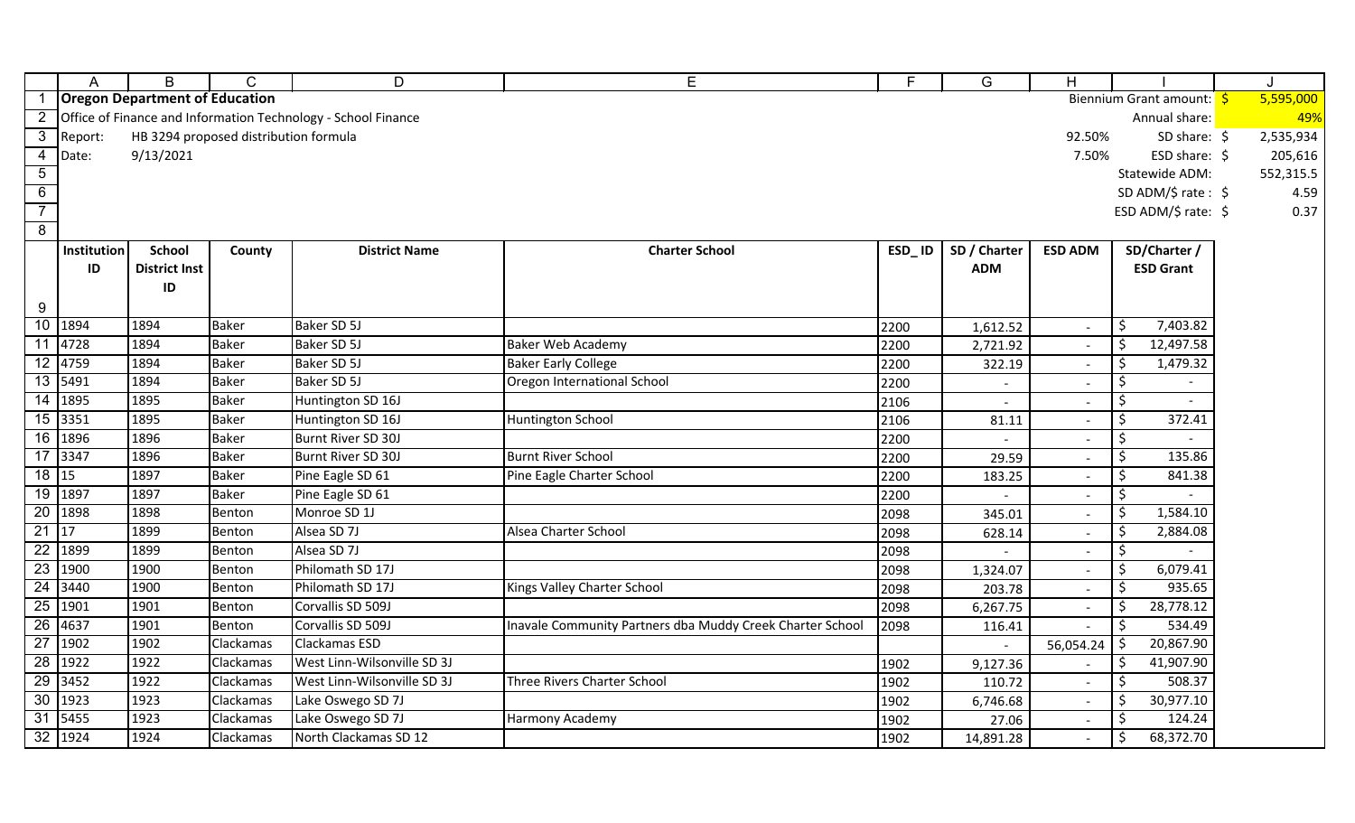**Oregon Department of Education**

Office of Finance and Information Technology - School Finance

Report: HB 3294 proposed distribution formula

Date: 9/13/2021

| | | |
|---|---|---|
| | Biennium Grant amount: | $ 5,595,000 |
| | Annual share: | 49% |
| 92.50% | SD share: | $ 2,535,934 |
| 7.50% | ESD share: | $ 205,616 |
| | Statewide ADM: | 552,315.5 |
| | SD ADM/$ rate : | $ 4.59 |
| | ESD ADM/$ rate: | $ 0.37 |

| Institution ID | School District Inst ID | County | District Name | Charter School | ESD_ID | SD / Charter ADM | ESD ADM | SD/Charter / ESD Grant |
|---|---|---|---|---|---|---|---|---|
| 1894 | 1894 | Baker | Baker SD 5J | | 2200 | 1,612.52 | - | $ 7,403.82 |
| 4728 | 1894 | Baker | Baker SD 5J | Baker Web Academy | 2200 | 2,721.92 | - | $ 12,497.58 |
| 4759 | 1894 | Baker | Baker SD 5J | Baker Early College | 2200 | 322.19 | - | $ 1,479.32 |
| 5491 | 1894 | Baker | Baker SD 5J | Oregon International School | 2200 | - | - | $ - |
| 1895 | 1895 | Baker | Huntington SD 16J | | 2106 | - | - | $ - |
| 3351 | 1895 | Baker | Huntington SD 16J | Huntington School | 2106 | 81.11 | - | $ 372.41 |
| 1896 | 1896 | Baker | Burnt River SD 30J | | 2200 | - | - | $ - |
| 3347 | 1896 | Baker | Burnt River SD 30J | Burnt River School | 2200 | 29.59 | - | $ 135.86 |
| 15 | 1897 | Baker | Pine Eagle SD 61 | Pine Eagle Charter School | 2200 | 183.25 | - | $ 841.38 |
| 1897 | 1897 | Baker | Pine Eagle SD 61 | | 2200 | - | - | $ - |
| 1898 | 1898 | Benton | Monroe SD 1J | | 2098 | 345.01 | - | $ 1,584.10 |
| 17 | 1899 | Benton | Alsea SD 7J | Alsea Charter School | 2098 | 628.14 | - | $ 2,884.08 |
| 1899 | 1899 | Benton | Alsea SD 7J | | 2098 | - | - | $ - |
| 1900 | 1900 | Benton | Philomath SD 17J | | 2098 | 1,324.07 | - | $ 6,079.41 |
| 3440 | 1900 | Benton | Philomath SD 17J | Kings Valley Charter School | 2098 | 203.78 | - | $ 935.65 |
| 1901 | 1901 | Benton | Corvallis SD 509J | | 2098 | 6,267.75 | - | $ 28,778.12 |
| 4637 | 1901 | Benton | Corvallis SD 509J | Inavale Community Partners dba Muddy Creek Charter School | 2098 | 116.41 | - | $ 534.49 |
| 1902 | 1902 | Clackamas | Clackamas ESD | | | - | 56,054.24 | $ 20,867.90 |
| 1922 | 1922 | Clackamas | West Linn-Wilsonville SD 3J | | 1902 | 9,127.36 | - | $ 41,907.90 |
| 3452 | 1922 | Clackamas | West Linn-Wilsonville SD 3J | Three Rivers Charter School | 1902 | 110.72 | - | $ 508.37 |
| 1923 | 1923 | Clackamas | Lake Oswego SD 7J | | 1902 | 6,746.68 | - | $ 30,977.10 |
| 5455 | 1923 | Clackamas | Lake Oswego SD 7J | Harmony Academy | 1902 | 27.06 | - | $ 124.24 |
| 1924 | 1924 | Clackamas | North Clackamas SD 12 | | 1902 | 14,891.28 | - | $ 68,372.70 |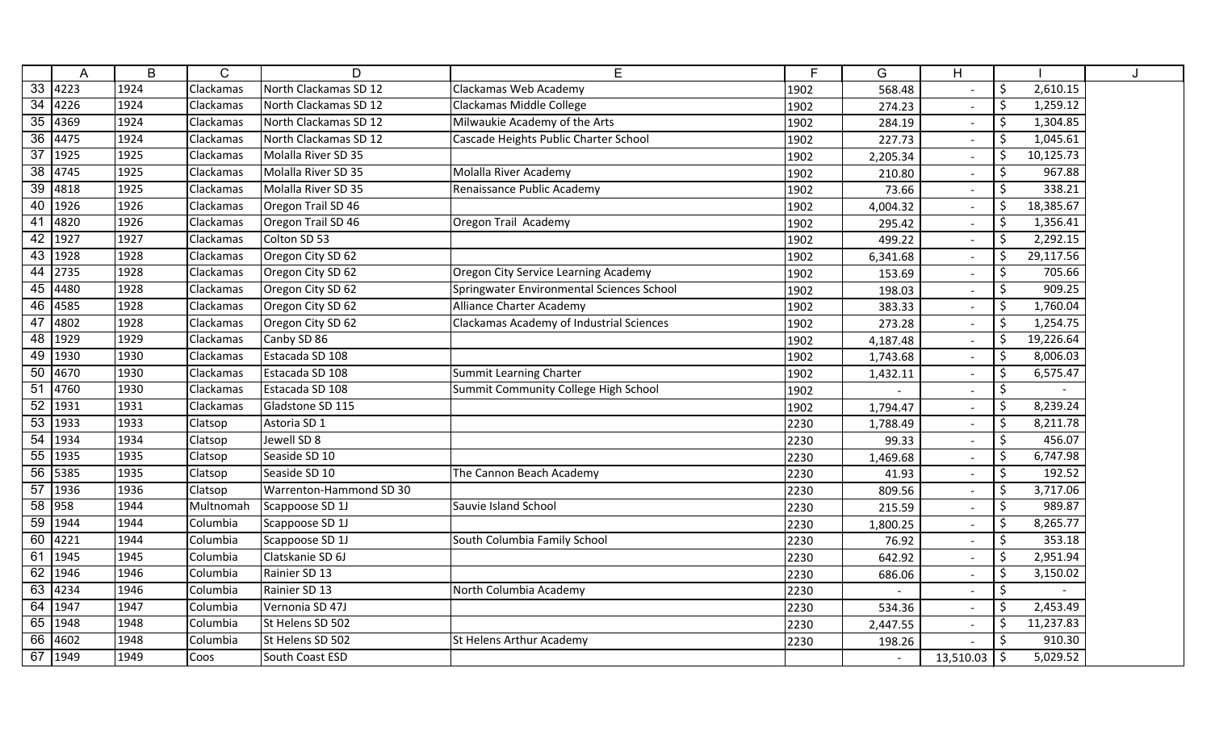| | A | B | C | D | E | F | G | H | I | J |
|---|---|---|---|---|---|---|---|---|---|---|
| 33 | 4223 | 1924 | Clackamas | North Clackamas SD 12 | Clackamas Web Academy | 1902 | 568.48 | - | $ 2,610.15 | |
| 34 | 4226 | 1924 | Clackamas | North Clackamas SD 12 | Clackamas Middle College | 1902 | 274.23 | - | $ 1,259.12 | |
| 35 | 4369 | 1924 | Clackamas | North Clackamas SD 12 | Milwaukie Academy of the Arts | 1902 | 284.19 | - | $ 1,304.85 | |
| 36 | 4475 | 1924 | Clackamas | North Clackamas SD 12 | Cascade Heights Public Charter School | 1902 | 227.73 | - | $ 1,045.61 | |
| 37 | 1925 | 1925 | Clackamas | Molalla River SD 35 | | 1902 | 2,205.34 | - | $ 10,125.73 | |
| 38 | 4745 | 1925 | Clackamas | Molalla River SD 35 | Molalla River Academy | 1902 | 210.80 | - | $ 967.88 | |
| 39 | 4818 | 1925 | Clackamas | Molalla River SD 35 | Renaissance Public Academy | 1902 | 73.66 | - | $ 338.21 | |
| 40 | 1926 | 1926 | Clackamas | Oregon Trail SD 46 | | 1902 | 4,004.32 | - | $ 18,385.67 | |
| 41 | 4820 | 1926 | Clackamas | Oregon Trail SD 46 | Oregon Trail Academy | 1902 | 295.42 | - | $ 1,356.41 | |
| 42 | 1927 | 1927 | Clackamas | Colton SD 53 | | 1902 | 499.22 | - | $ 2,292.15 | |
| 43 | 1928 | 1928 | Clackamas | Oregon City SD 62 | | 1902 | 6,341.68 | - | $ 29,117.56 | |
| 44 | 2735 | 1928 | Clackamas | Oregon City SD 62 | Oregon City Service Learning Academy | 1902 | 153.69 | - | $ 705.66 | |
| 45 | 4480 | 1928 | Clackamas | Oregon City SD 62 | Springwater Environmental Sciences School | 1902 | 198.03 | - | $ 909.25 | |
| 46 | 4585 | 1928 | Clackamas | Oregon City SD 62 | Alliance Charter Academy | 1902 | 383.33 | - | $ 1,760.04 | |
| 47 | 4802 | 1928 | Clackamas | Oregon City SD 62 | Clackamas Academy of Industrial Sciences | 1902 | 273.28 | - | $ 1,254.75 | |
| 48 | 1929 | 1929 | Clackamas | Canby SD 86 | | 1902 | 4,187.48 | - | $ 19,226.64 | |
| 49 | 1930 | 1930 | Clackamas | Estacada SD 108 | | 1902 | 1,743.68 | - | $ 8,006.03 | |
| 50 | 4670 | 1930 | Clackamas | Estacada SD 108 | Summit Learning Charter | 1902 | 1,432.11 | - | $ 6,575.47 | |
| 51 | 4760 | 1930 | Clackamas | Estacada SD 108 | Summit Community College High School | 1902 | - | - | $ - | |
| 52 | 1931 | 1931 | Clackamas | Gladstone SD 115 | | 1902 | 1,794.47 | - | $ 8,239.24 | |
| 53 | 1933 | 1933 | Clatsop | Astoria SD 1 | | 2230 | 1,788.49 | - | $ 8,211.78 | |
| 54 | 1934 | 1934 | Clatsop | Jewell SD 8 | | 2230 | 99.33 | - | $ 456.07 | |
| 55 | 1935 | 1935 | Clatsop | Seaside SD 10 | | 2230 | 1,469.68 | - | $ 6,747.98 | |
| 56 | 5385 | 1935 | Clatsop | Seaside SD 10 | The Cannon Beach Academy | 2230 | 41.93 | - | $ 192.52 | |
| 57 | 1936 | 1936 | Clatsop | Warrenton-Hammond SD 30 | | 2230 | 809.56 | - | $ 3,717.06 | |
| 58 | 958 | 1944 | Multnomah | Scappoose SD 1J | Sauvie Island School | 2230 | 215.59 | - | $ 989.87 | |
| 59 | 1944 | 1944 | Columbia | Scappoose SD 1J | | 2230 | 1,800.25 | - | $ 8,265.77 | |
| 60 | 4221 | 1944 | Columbia | Scappoose SD 1J | South Columbia Family School | 2230 | 76.92 | - | $ 353.18 | |
| 61 | 1945 | 1945 | Columbia | Clatskanie SD 6J | | 2230 | 642.92 | - | $ 2,951.94 | |
| 62 | 1946 | 1946 | Columbia | Rainier SD 13 | | 2230 | 686.06 | - | $ 3,150.02 | |
| 63 | 4234 | 1946 | Columbia | Rainier SD 13 | North Columbia Academy | 2230 | - | - | $ - | |
| 64 | 1947 | 1947 | Columbia | Vernonia SD 47J | | 2230 | 534.36 | - | $ 2,453.49 | |
| 65 | 1948 | 1948 | Columbia | St Helens SD 502 | | 2230 | 2,447.55 | - | $ 11,237.83 | |
| 66 | 4602 | 1948 | Columbia | St Helens SD 502 | St Helens Arthur Academy | 2230 | 198.26 | - | $ 910.30 | |
| 67 | 1949 | 1949 | Coos | South Coast ESD | | | - | 13,510.03 | $ 5,029.52 | |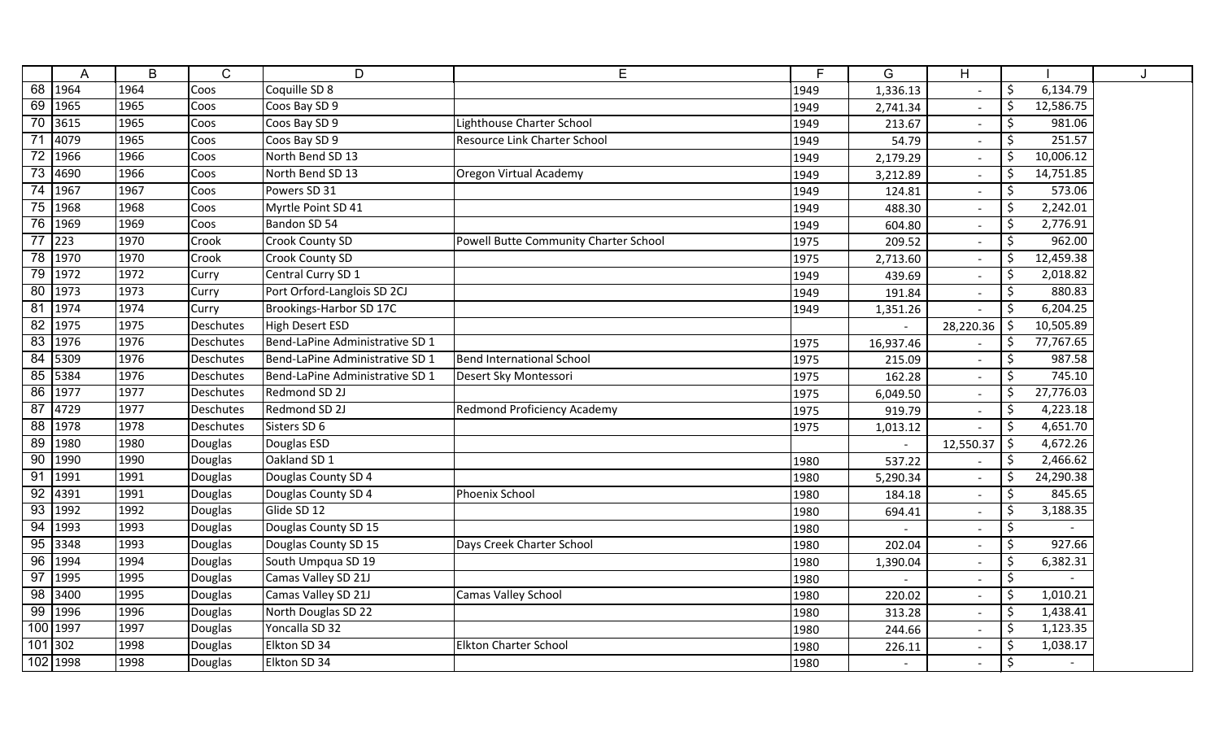| | A | B | C | D | E | F | G | H | I | J |
|---|---|---|---|---|---|---|---|---|---|---|
| 68 | 1964 | 1964 | Coos | Coquille SD 8 | | 1949 | 1,336.13 | - | $ 6,134.79 | |
| 69 | 1965 | 1965 | Coos | Coos Bay SD 9 | | 1949 | 2,741.34 | - | $ 12,586.75 | |
| 70 | 3615 | 1965 | Coos | Coos Bay SD 9 | Lighthouse Charter School | 1949 | 213.67 | - | $ 981.06 | |
| 71 | 4079 | 1965 | Coos | Coos Bay SD 9 | Resource Link Charter School | 1949 | 54.79 | - | $ 251.57 | |
| 72 | 1966 | 1966 | Coos | North Bend SD 13 | | 1949 | 2,179.29 | - | $ 10,006.12 | |
| 73 | 4690 | 1966 | Coos | North Bend SD 13 | Oregon Virtual Academy | 1949 | 3,212.89 | - | $ 14,751.85 | |
| 74 | 1967 | 1967 | Coos | Powers SD 31 | | 1949 | 124.81 | - | $ 573.06 | |
| 75 | 1968 | 1968 | Coos | Myrtle Point SD 41 | | 1949 | 488.30 | - | $ 2,242.01 | |
| 76 | 1969 | 1969 | Coos | Bandon SD 54 | | 1949 | 604.80 | - | $ 2,776.91 | |
| 77 | 223 | 1970 | Crook | Crook County SD | Powell Butte Community Charter School | 1975 | 209.52 | - | $ 962.00 | |
| 78 | 1970 | 1970 | Crook | Crook County SD | | 1975 | 2,713.60 | - | $ 12,459.38 | |
| 79 | 1972 | 1972 | Curry | Central Curry SD 1 | | 1949 | 439.69 | - | $ 2,018.82 | |
| 80 | 1973 | 1973 | Curry | Port Orford-Langlois SD 2CJ | | 1949 | 191.84 | - | $ 880.83 | |
| 81 | 1974 | 1974 | Curry | Brookings-Harbor SD 17C | | 1949 | 1,351.26 | - | $ 6,204.25 | |
| 82 | 1975 | 1975 | Deschutes | High Desert ESD | | | - | 28,220.36 | $ 10,505.89 | |
| 83 | 1976 | 1976 | Deschutes | Bend-LaPine Administrative SD 1 | | 1975 | 16,937.46 | - | $ 77,767.65 | |
| 84 | 5309 | 1976 | Deschutes | Bend-LaPine Administrative SD 1 | Bend International School | 1975 | 215.09 | - | $ 987.58 | |
| 85 | 5384 | 1976 | Deschutes | Bend-LaPine Administrative SD 1 | Desert Sky Montessori | 1975 | 162.28 | - | $ 745.10 | |
| 86 | 1977 | 1977 | Deschutes | Redmond SD 2J | | 1975 | 6,049.50 | - | $ 27,776.03 | |
| 87 | 4729 | 1977 | Deschutes | Redmond SD 2J | Redmond Proficiency Academy | 1975 | 919.79 | - | $ 4,223.18 | |
| 88 | 1978 | 1978 | Deschutes | Sisters SD 6 | | 1975 | 1,013.12 | - | $ 4,651.70 | |
| 89 | 1980 | 1980 | Douglas | Douglas ESD | | | - | 12,550.37 | $ 4,672.26 | |
| 90 | 1990 | 1990 | Douglas | Oakland SD 1 | | 1980 | 537.22 | - | $ 2,466.62 | |
| 91 | 1991 | 1991 | Douglas | Douglas County SD 4 | | 1980 | 5,290.34 | - | $ 24,290.38 | |
| 92 | 4391 | 1991 | Douglas | Douglas County SD 4 | Phoenix School | 1980 | 184.18 | - | $ 845.65 | |
| 93 | 1992 | 1992 | Douglas | Glide SD 12 | | 1980 | 694.41 | - | $ 3,188.35 | |
| 94 | 1993 | 1993 | Douglas | Douglas County SD 15 | | 1980 | - | - | $ - | |
| 95 | 3348 | 1993 | Douglas | Douglas County SD 15 | Days Creek Charter School | 1980 | 202.04 | - | $ 927.66 | |
| 96 | 1994 | 1994 | Douglas | South Umpqua SD 19 | | 1980 | 1,390.04 | - | $ 6,382.31 | |
| 97 | 1995 | 1995 | Douglas | Camas Valley SD 21J | | 1980 | - | - | $ - | |
| 98 | 3400 | 1995 | Douglas | Camas Valley SD 21J | Camas Valley School | 1980 | 220.02 | - | $ 1,010.21 | |
| 99 | 1996 | 1996 | Douglas | North Douglas SD 22 | | 1980 | 313.28 | - | $ 1,438.41 | |
| 100 | 1997 | 1997 | Douglas | Yoncalla SD 32 | | 1980 | 244.66 | - | $ 1,123.35 | |
| 101 | 302 | 1998 | Douglas | Elkton SD 34 | Elkton Charter School | 1980 | 226.11 | - | $ 1,038.17 | |
| 102 | 1998 | 1998 | Douglas | Elkton SD 34 | | 1980 | - | - | $ - | |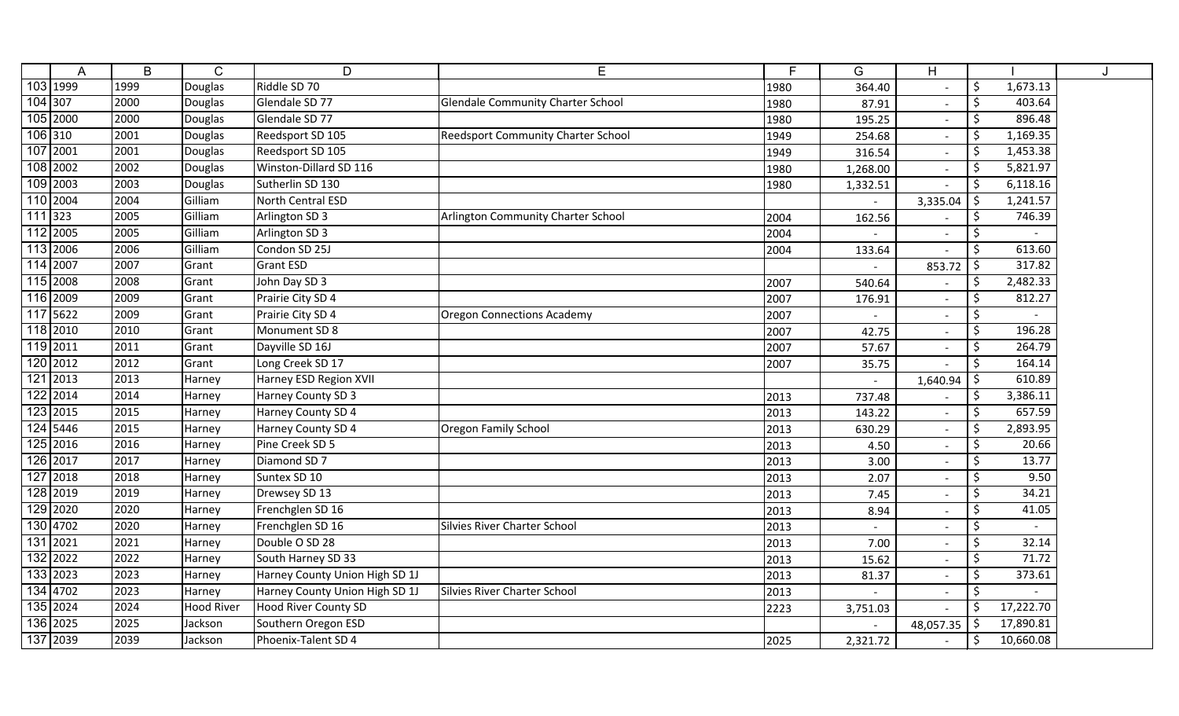| | A | B | C | D | E | F | G | H | I | J |
|---|---|---|---|---|---|---|---|---|---|---|
| 103 | 1999 | 1999 | Douglas | Riddle SD 70 | | 1980 | 364.40 | - | $ 1,673.13 | |
| 104 | 307 | 2000 | Douglas | Glendale SD 77 | Glendale Community Charter School | 1980 | 87.91 | - | $ 403.64 | |
| 105 | 2000 | 2000 | Douglas | Glendale SD 77 | | 1980 | 195.25 | - | $ 896.48 | |
| 106 | 310 | 2001 | Douglas | Reedsport SD 105 | Reedsport Community Charter School | 1949 | 254.68 | - | $ 1,169.35 | |
| 107 | 2001 | 2001 | Douglas | Reedsport SD 105 | | 1949 | 316.54 | - | $ 1,453.38 | |
| 108 | 2002 | 2002 | Douglas | Winston-Dillard SD 116 | | 1980 | 1,268.00 | - | $ 5,821.97 | |
| 109 | 2003 | 2003 | Douglas | Sutherlin SD 130 | | 1980 | 1,332.51 | - | $ 6,118.16 | |
| 110 | 2004 | 2004 | Gilliam | North Central ESD | | | - | 3,335.04 | $ 1,241.57 | |
| 111 | 323 | 2005 | Gilliam | Arlington SD 3 | Arlington Community Charter School | 2004 | 162.56 | - | $ 746.39 | |
| 112 | 2005 | 2005 | Gilliam | Arlington SD 3 | | 2004 | - | - | $ - | |
| 113 | 2006 | 2006 | Gilliam | Condon SD 25J | | 2004 | 133.64 | - | $ 613.60 | |
| 114 | 2007 | 2007 | Grant | Grant ESD | | | - | 853.72 | $ 317.82 | |
| 115 | 2008 | 2008 | Grant | John Day SD 3 | | 2007 | 540.64 | - | $ 2,482.33 | |
| 116 | 2009 | 2009 | Grant | Prairie City SD 4 | | 2007 | 176.91 | - | $ 812.27 | |
| 117 | 5622 | 2009 | Grant | Prairie City SD 4 | Oregon Connections Academy | 2007 | - | - | $ - | |
| 118 | 2010 | 2010 | Grant | Monument SD 8 | | 2007 | 42.75 | - | $ 196.28 | |
| 119 | 2011 | 2011 | Grant | Dayville SD 16J | | 2007 | 57.67 | - | $ 264.79 | |
| 120 | 2012 | 2012 | Grant | Long Creek SD 17 | | 2007 | 35.75 | - | $ 164.14 | |
| 121 | 2013 | 2013 | Harney | Harney ESD Region XVII | | | - | 1,640.94 | $ 610.89 | |
| 122 | 2014 | 2014 | Harney | Harney County SD 3 | | 2013 | 737.48 | - | $ 3,386.11 | |
| 123 | 2015 | 2015 | Harney | Harney County SD 4 | | 2013 | 143.22 | - | $ 657.59 | |
| 124 | 5446 | 2015 | Harney | Harney County SD 4 | Oregon Family School | 2013 | 630.29 | - | $ 2,893.95 | |
| 125 | 2016 | 2016 | Harney | Pine Creek SD 5 | | 2013 | 4.50 | - | $ 20.66 | |
| 126 | 2017 | 2017 | Harney | Diamond SD 7 | | 2013 | 3.00 | - | $ 13.77 | |
| 127 | 2018 | 2018 | Harney | Suntex SD 10 | | 2013 | 2.07 | - | $ 9.50 | |
| 128 | 2019 | 2019 | Harney | Drewsey SD 13 | | 2013 | 7.45 | - | $ 34.21 | |
| 129 | 2020 | 2020 | Harney | Frenchglen SD 16 | | 2013 | 8.94 | - | $ 41.05 | |
| 130 | 4702 | 2020 | Harney | Frenchglen SD 16 | Silvies River Charter School | 2013 | - | - | $ - | |
| 131 | 2021 | 2021 | Harney | Double O SD 28 | | 2013 | 7.00 | - | $ 32.14 | |
| 132 | 2022 | 2022 | Harney | South Harney SD 33 | | 2013 | 15.62 | - | $ 71.72 | |
| 133 | 2023 | 2023 | Harney | Harney County Union High SD 1J | | 2013 | 81.37 | - | $ 373.61 | |
| 134 | 4702 | 2023 | Harney | Harney County Union High SD 1J | Silvies River Charter School | 2013 | - | - | $ - | |
| 135 | 2024 | 2024 | Hood River | Hood River County SD | | 2223 | 3,751.03 | - | $ 17,222.70 | |
| 136 | 2025 | 2025 | Jackson | Southern Oregon ESD | | | - | 48,057.35 | $ 17,890.81 | |
| 137 | 2039 | 2039 | Jackson | Phoenix-Talent SD 4 | | 2025 | 2,321.72 | - | $ 10,660.08 | |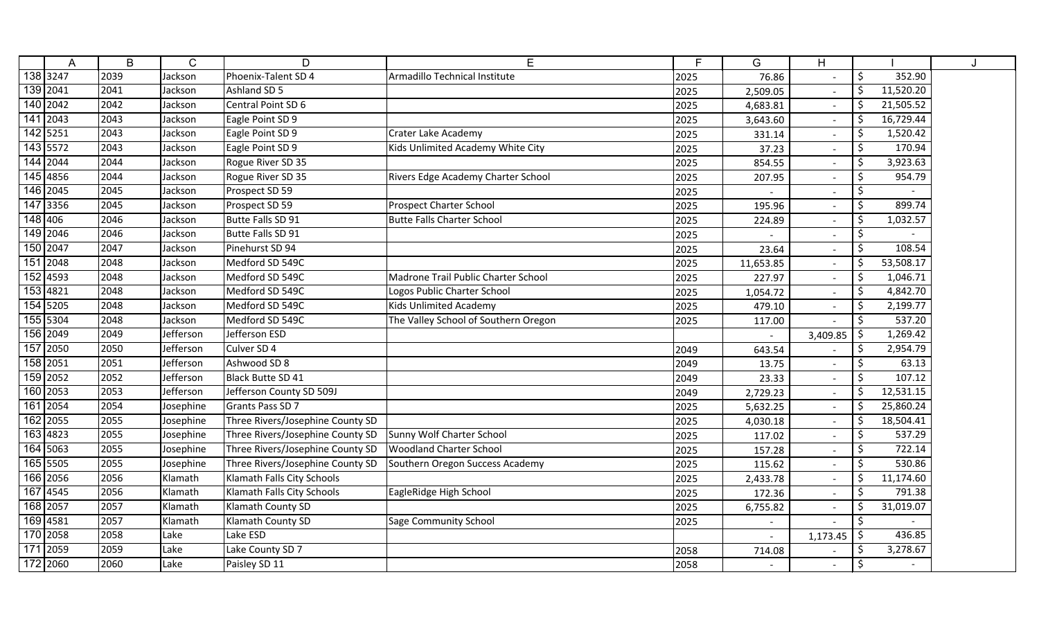| | A | B | C | D | E | F | G | H | I | J |
|---|---|---|---|---|---|---|---|---|---|---|
| 138 | 3247 | 2039 | Jackson | Phoenix-Talent SD 4 | Armadillo Technical Institute | 2025 | 76.86 | - | $ 352.90 | |
| 139 | 2041 | 2041 | Jackson | Ashland SD 5 | | 2025 | 2,509.05 | - | $ 11,520.20 | |
| 140 | 2042 | 2042 | Jackson | Central Point SD 6 | | 2025 | 4,683.81 | - | $ 21,505.52 | |
| 141 | 2043 | 2043 | Jackson | Eagle Point SD 9 | | 2025 | 3,643.60 | - | $ 16,729.44 | |
| 142 | 5251 | 2043 | Jackson | Eagle Point SD 9 | Crater Lake Academy | 2025 | 331.14 | - | $ 1,520.42 | |
| 143 | 5572 | 2043 | Jackson | Eagle Point SD 9 | Kids Unlimited Academy White City | 2025 | 37.23 | - | $ 170.94 | |
| 144 | 2044 | 2044 | Jackson | Rogue River SD 35 | | 2025 | 854.55 | - | $ 3,923.63 | |
| 145 | 4856 | 2044 | Jackson | Rogue River SD 35 | Rivers Edge Academy Charter School | 2025 | 207.95 | - | $ 954.79 | |
| 146 | 2045 | 2045 | Jackson | Prospect SD 59 | | 2025 | - | - | $ - | |
| 147 | 3356 | 2045 | Jackson | Prospect SD 59 | Prospect Charter School | 2025 | 195.96 | - | $ 899.74 | |
| 148 | 406 | 2046 | Jackson | Butte Falls SD 91 | Butte Falls Charter School | 2025 | 224.89 | - | $ 1,032.57 | |
| 149 | 2046 | 2046 | Jackson | Butte Falls SD 91 | | 2025 | - | - | $ - | |
| 150 | 2047 | 2047 | Jackson | Pinehurst SD 94 | | 2025 | 23.64 | - | $ 108.54 | |
| 151 | 2048 | 2048 | Jackson | Medford SD 549C | | 2025 | 11,653.85 | - | $ 53,508.17 | |
| 152 | 4593 | 2048 | Jackson | Medford SD 549C | Madrone Trail Public Charter School | 2025 | 227.97 | - | $ 1,046.71 | |
| 153 | 4821 | 2048 | Jackson | Medford SD 549C | Logos Public Charter School | 2025 | 1,054.72 | - | $ 4,842.70 | |
| 154 | 5205 | 2048 | Jackson | Medford SD 549C | Kids Unlimited Academy | 2025 | 479.10 | - | $ 2,199.77 | |
| 155 | 5304 | 2048 | Jackson | Medford SD 549C | The Valley School of Southern Oregon | 2025 | 117.00 | - | $ 537.20 | |
| 156 | 2049 | 2049 | Jefferson | Jefferson ESD | | | - | 3,409.85 | $ 1,269.42 | |
| 157 | 2050 | 2050 | Jefferson | Culver SD 4 | | 2049 | 643.54 | - | $ 2,954.79 | |
| 158 | 2051 | 2051 | Jefferson | Ashwood SD 8 | | 2049 | 13.75 | - | $ 63.13 | |
| 159 | 2052 | 2052 | Jefferson | Black Butte SD 41 | | 2049 | 23.33 | - | $ 107.12 | |
| 160 | 2053 | 2053 | Jefferson | Jefferson County SD 509J | | 2049 | 2,729.23 | - | $ 12,531.15 | |
| 161 | 2054 | 2054 | Josephine | Grants Pass SD 7 | | 2025 | 5,632.25 | - | $ 25,860.24 | |
| 162 | 2055 | 2055 | Josephine | Three Rivers/Josephine County SD | | 2025 | 4,030.18 | - | $ 18,504.41 | |
| 163 | 4823 | 2055 | Josephine | Three Rivers/Josephine County SD | Sunny Wolf Charter School | 2025 | 117.02 | - | $ 537.29 | |
| 164 | 5063 | 2055 | Josephine | Three Rivers/Josephine County SD | Woodland Charter School | 2025 | 157.28 | - | $ 722.14 | |
| 165 | 5505 | 2055 | Josephine | Three Rivers/Josephine County SD | Southern Oregon Success Academy | 2025 | 115.62 | - | $ 530.86 | |
| 166 | 2056 | 2056 | Klamath | Klamath Falls City Schools | | 2025 | 2,433.78 | - | $ 11,174.60 | |
| 167 | 4545 | 2056 | Klamath | Klamath Falls City Schools | EagleRidge High School | 2025 | 172.36 | - | $ 791.38 | |
| 168 | 2057 | 2057 | Klamath | Klamath County SD | | 2025 | 6,755.82 | - | $ 31,019.07 | |
| 169 | 4581 | 2057 | Klamath | Klamath County SD | Sage Community School | 2025 | - | - | $ - | |
| 170 | 2058 | 2058 | Lake | Lake ESD | | | - | 1,173.45 | $ 436.85 | |
| 171 | 2059 | 2059 | Lake | Lake County SD 7 | | 2058 | 714.08 | - | $ 3,278.67 | |
| 172 | 2060 | 2060 | Lake | Paisley SD 11 | | 2058 | - | - | $ - | |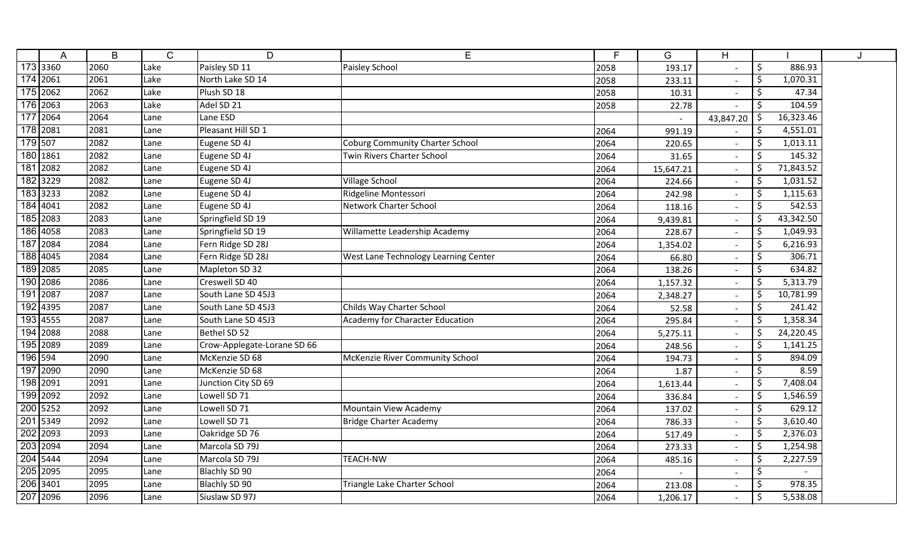| | A | B | C | D | E | F | G | H | I | J |
|---|---|---|---|---|---|---|---|---|---|---|
| 173 | 3360 | 2060 | Lake | Paisley SD 11 | Paisley School | 2058 | 193.17 | - | $ 886.93 | |
| 174 | 2061 | 2061 | Lake | North Lake SD 14 | | 2058 | 233.11 | - | $ 1,070.31 | |
| 175 | 2062 | 2062 | Lake | Plush SD 18 | | 2058 | 10.31 | - | $ 47.34 | |
| 176 | 2063 | 2063 | Lake | Adel SD 21 | | 2058 | 22.78 | - | $ 104.59 | |
| 177 | 2064 | 2064 | Lane | Lane ESD | | | - | 43,847.20 | $ 16,323.46 | |
| 178 | 2081 | 2081 | Lane | Pleasant Hill SD 1 | | 2064 | 991.19 | - | $ 4,551.01 | |
| 179 | 507 | 2082 | Lane | Eugene SD 4J | Coburg Community Charter School | 2064 | 220.65 | - | $ 1,013.11 | |
| 180 | 1861 | 2082 | Lane | Eugene SD 4J | Twin Rivers Charter School | 2064 | 31.65 | - | $ 145.32 | |
| 181 | 2082 | 2082 | Lane | Eugene SD 4J | | 2064 | 15,647.21 | - | $ 71,843.52 | |
| 182 | 3229 | 2082 | Lane | Eugene SD 4J | Village School | 2064 | 224.66 | - | $ 1,031.52 | |
| 183 | 3233 | 2082 | Lane | Eugene SD 4J | Ridgeline Montessori | 2064 | 242.98 | - | $ 1,115.63 | |
| 184 | 4041 | 2082 | Lane | Eugene SD 4J | Network Charter School | 2064 | 118.16 | - | $ 542.53 | |
| 185 | 2083 | 2083 | Lane | Springfield SD 19 | | 2064 | 9,439.81 | - | $ 43,342.50 | |
| 186 | 4058 | 2083 | Lane | Springfield SD 19 | Willamette Leadership Academy | 2064 | 228.67 | - | $ 1,049.93 | |
| 187 | 2084 | 2084 | Lane | Fern Ridge SD 28J | | 2064 | 1,354.02 | - | $ 6,216.93 | |
| 188 | 4045 | 2084 | Lane | Fern Ridge SD 28J | West Lane Technology Learning Center | 2064 | 66.80 | - | $ 306.71 | |
| 189 | 2085 | 2085 | Lane | Mapleton SD 32 | | 2064 | 138.26 | - | $ 634.82 | |
| 190 | 2086 | 2086 | Lane | Creswell SD 40 | | 2064 | 1,157.32 | - | $ 5,313.79 | |
| 191 | 2087 | 2087 | Lane | South Lane SD 45J3 | | 2064 | 2,348.27 | - | $ 10,781.99 | |
| 192 | 4395 | 2087 | Lane | South Lane SD 45J3 | Childs Way Charter School | 2064 | 52.58 | - | $ 241.42 | |
| 193 | 4555 | 2087 | Lane | South Lane SD 45J3 | Academy for Character Education | 2064 | 295.84 | - | $ 1,358.34 | |
| 194 | 2088 | 2088 | Lane | Bethel SD 52 | | 2064 | 5,275.11 | - | $ 24,220.45 | |
| 195 | 2089 | 2089 | Lane | Crow-Applegate-Lorane SD 66 | | 2064 | 248.56 | - | $ 1,141.25 | |
| 196 | 594 | 2090 | Lane | McKenzie SD 68 | McKenzie River Community School | 2064 | 194.73 | - | $ 894.09 | |
| 197 | 2090 | 2090 | Lane | McKenzie SD 68 | | 2064 | 1.87 | - | $ 8.59 | |
| 198 | 2091 | 2091 | Lane | Junction City SD 69 | | 2064 | 1,613.44 | - | $ 7,408.04 | |
| 199 | 2092 | 2092 | Lane | Lowell SD 71 | | 2064 | 336.84 | - | $ 1,546.59 | |
| 200 | 5252 | 2092 | Lane | Lowell SD 71 | Mountain View Academy | 2064 | 137.02 | - | $ 629.12 | |
| 201 | 5349 | 2092 | Lane | Lowell SD 71 | Bridge Charter Academy | 2064 | 786.33 | - | $ 3,610.40 | |
| 202 | 2093 | 2093 | Lane | Oakridge SD 76 | | 2064 | 517.49 | - | $ 2,376.03 | |
| 203 | 2094 | 2094 | Lane | Marcola SD 79J | | 2064 | 273.33 | - | $ 1,254.98 | |
| 204 | 5444 | 2094 | Lane | Marcola SD 79J | TEACH-NW | 2064 | 485.16 | - | $ 2,227.59 | |
| 205 | 2095 | 2095 | Lane | Blachly SD 90 | | 2064 | - | - | $ - | |
| 206 | 3401 | 2095 | Lane | Blachly SD 90 | Triangle Lake Charter School | 2064 | 213.08 | - | $ 978.35 | |
| 207 | 2096 | 2096 | Lane | Siuslaw SD 97J | | 2064 | 1,206.17 | - | $ 5,538.08 | |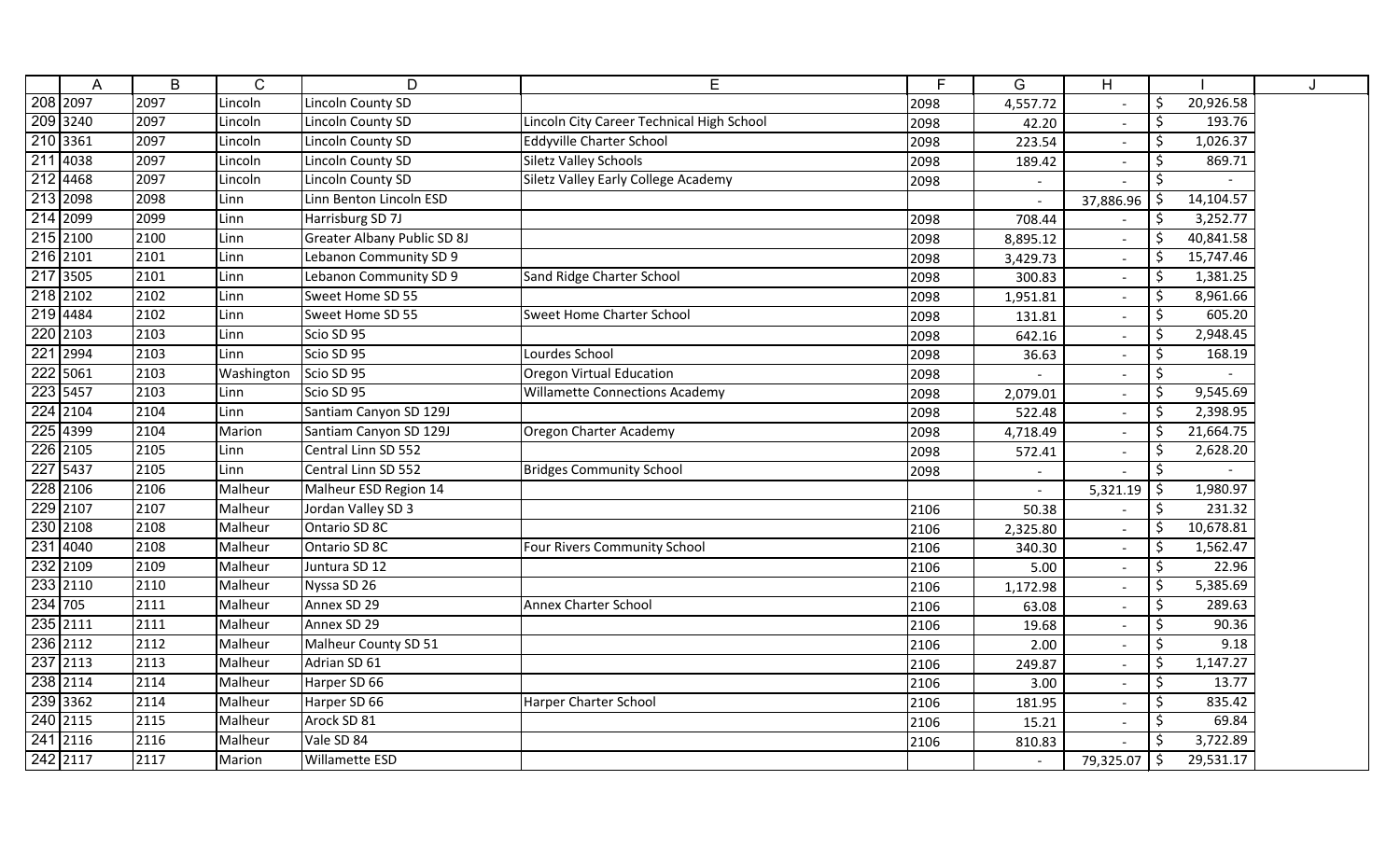| | A | B | C | D | E | F | G | H | I | J |
|---|---|---|---|---|---|---|---|---|---|---|
| 208 | 2097 | 2097 | Lincoln | Lincoln County SD | | 2098 | 4,557.72 | - | $ 20,926.58 | |
| 209 | 3240 | 2097 | Lincoln | Lincoln County SD | Lincoln City Career Technical High School | 2098 | 42.20 | - | $ 193.76 | |
| 210 | 3361 | 2097 | Lincoln | Lincoln County SD | Eddyville Charter School | 2098 | 223.54 | - | $ 1,026.37 | |
| 211 | 4038 | 2097 | Lincoln | Lincoln County SD | Siletz Valley Schools | 2098 | 189.42 | - | $ 869.71 | |
| 212 | 4468 | 2097 | Lincoln | Lincoln County SD | Siletz Valley Early College Academy | 2098 | - | - | $ - | |
| 213 | 2098 | 2098 | Linn | Linn Benton Lincoln ESD | | | - | 37,886.96 | $ 14,104.57 | |
| 214 | 2099 | 2099 | Linn | Harrisburg SD 7J | | 2098 | 708.44 | - | $ 3,252.77 | |
| 215 | 2100 | 2100 | Linn | Greater Albany Public SD 8J | | 2098 | 8,895.12 | - | $ 40,841.58 | |
| 216 | 2101 | 2101 | Linn | Lebanon Community SD 9 | | 2098 | 3,429.73 | - | $ 15,747.46 | |
| 217 | 3505 | 2101 | Linn | Lebanon Community SD 9 | Sand Ridge Charter School | 2098 | 300.83 | - | $ 1,381.25 | |
| 218 | 2102 | 2102 | Linn | Sweet Home SD 55 | | 2098 | 1,951.81 | - | $ 8,961.66 | |
| 219 | 4484 | 2102 | Linn | Sweet Home SD 55 | Sweet Home Charter School | 2098 | 131.81 | - | $ 605.20 | |
| 220 | 2103 | 2103 | Linn | Scio SD 95 | | 2098 | 642.16 | - | $ 2,948.45 | |
| 221 | 2994 | 2103 | Linn | Scio SD 95 | Lourdes School | 2098 | 36.63 | - | $ 168.19 | |
| 222 | 5061 | 2103 | Washington | Scio SD 95 | Oregon Virtual Education | 2098 | - | - | $ - | |
| 223 | 5457 | 2103 | Linn | Scio SD 95 | Willamette Connections Academy | 2098 | 2,079.01 | - | $ 9,545.69 | |
| 224 | 2104 | 2104 | Linn | Santiam Canyon SD 129J | | 2098 | 522.48 | - | $ 2,398.95 | |
| 225 | 4399 | 2104 | Marion | Santiam Canyon SD 129J | Oregon Charter Academy | 2098 | 4,718.49 | - | $ 21,664.75 | |
| 226 | 2105 | 2105 | Linn | Central Linn SD 552 | | 2098 | 572.41 | - | $ 2,628.20 | |
| 227 | 5437 | 2105 | Linn | Central Linn SD 552 | Bridges Community School | 2098 | - | - | $ - | |
| 228 | 2106 | 2106 | Malheur | Malheur ESD Region 14 | | | - | 5,321.19 | $ 1,980.97 | |
| 229 | 2107 | 2107 | Malheur | Jordan Valley SD 3 | | 2106 | 50.38 | - | $ 231.32 | |
| 230 | 2108 | 2108 | Malheur | Ontario SD 8C | | 2106 | 2,325.80 | - | $ 10,678.81 | |
| 231 | 4040 | 2108 | Malheur | Ontario SD 8C | Four Rivers Community School | 2106 | 340.30 | - | $ 1,562.47 | |
| 232 | 2109 | 2109 | Malheur | Juntura SD 12 | | 2106 | 5.00 | - | $ 22.96 | |
| 233 | 2110 | 2110 | Malheur | Nyssa SD 26 | | 2106 | 1,172.98 | - | $ 5,385.69 | |
| 234 | 705 | 2111 | Malheur | Annex SD 29 | Annex Charter School | 2106 | 63.08 | - | $ 289.63 | |
| 235 | 2111 | 2111 | Malheur | Annex SD 29 | | 2106 | 19.68 | - | $ 90.36 | |
| 236 | 2112 | 2112 | Malheur | Malheur County SD 51 | | 2106 | 2.00 | - | $ 9.18 | |
| 237 | 2113 | 2113 | Malheur | Adrian SD 61 | | 2106 | 249.87 | - | $ 1,147.27 | |
| 238 | 2114 | 2114 | Malheur | Harper SD 66 | | 2106 | 3.00 | - | $ 13.77 | |
| 239 | 3362 | 2114 | Malheur | Harper SD 66 | Harper Charter School | 2106 | 181.95 | - | $ 835.42 | |
| 240 | 2115 | 2115 | Malheur | Arock SD 81 | | 2106 | 15.21 | - | $ 69.84 | |
| 241 | 2116 | 2116 | Malheur | Vale SD 84 | | 2106 | 810.83 | - | $ 3,722.89 | |
| 242 | 2117 | 2117 | Marion | Willamette ESD | | | - | 79,325.07 | $ 29,531.17 | |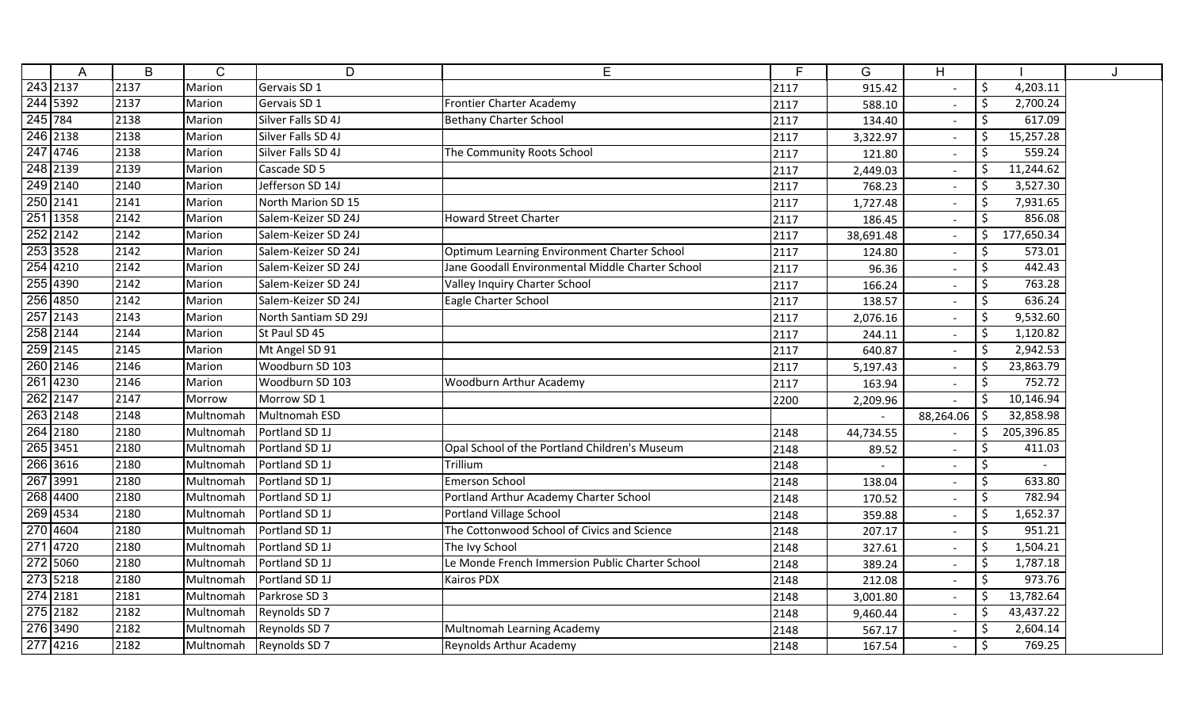| | A | B | C | D | E | F | G | H | I | J |
|---|---|---|---|---|---|---|---|---|---|---|
| 243 | 2137 | 2137 | Marion | Gervais SD 1 | | 2117 | 915.42 | - | $ 4,203.11 | |
| 244 | 5392 | 2137 | Marion | Gervais SD 1 | Frontier Charter Academy | 2117 | 588.10 | - | $ 2,700.24 | |
| 245 | 784 | 2138 | Marion | Silver Falls SD 4J | Bethany Charter School | 2117 | 134.40 | - | $ 617.09 | |
| 246 | 2138 | 2138 | Marion | Silver Falls SD 4J | | 2117 | 3,322.97 | - | $ 15,257.28 | |
| 247 | 4746 | 2138 | Marion | Silver Falls SD 4J | The Community Roots School | 2117 | 121.80 | - | $ 559.24 | |
| 248 | 2139 | 2139 | Marion | Cascade SD 5 | | 2117 | 2,449.03 | - | $ 11,244.62 | |
| 249 | 2140 | 2140 | Marion | Jefferson SD 14J | | 2117 | 768.23 | - | $ 3,527.30 | |
| 250 | 2141 | 2141 | Marion | North Marion SD 15 | | 2117 | 1,727.48 | - | $ 7,931.65 | |
| 251 | 1358 | 2142 | Marion | Salem-Keizer SD 24J | Howard Street Charter | 2117 | 186.45 | - | $ 856.08 | |
| 252 | 2142 | 2142 | Marion | Salem-Keizer SD 24J | | 2117 | 38,691.48 | - | $ 177,650.34 | |
| 253 | 3528 | 2142 | Marion | Salem-Keizer SD 24J | Optimum Learning Environment Charter School | 2117 | 124.80 | - | $ 573.01 | |
| 254 | 4210 | 2142 | Marion | Salem-Keizer SD 24J | Jane Goodall Environmental Middle Charter School | 2117 | 96.36 | - | $ 442.43 | |
| 255 | 4390 | 2142 | Marion | Salem-Keizer SD 24J | Valley Inquiry Charter School | 2117 | 166.24 | - | $ 763.28 | |
| 256 | 4850 | 2142 | Marion | Salem-Keizer SD 24J | Eagle Charter School | 2117 | 138.57 | - | $ 636.24 | |
| 257 | 2143 | 2143 | Marion | North Santiam SD 29J | | 2117 | 2,076.16 | - | $ 9,532.60 | |
| 258 | 2144 | 2144 | Marion | St Paul SD 45 | | 2117 | 244.11 | - | $ 1,120.82 | |
| 259 | 2145 | 2145 | Marion | Mt Angel SD 91 | | 2117 | 640.87 | - | $ 2,942.53 | |
| 260 | 2146 | 2146 | Marion | Woodburn SD 103 | | 2117 | 5,197.43 | - | $ 23,863.79 | |
| 261 | 4230 | 2146 | Marion | Woodburn SD 103 | Woodburn Arthur Academy | 2117 | 163.94 | - | $ 752.72 | |
| 262 | 2147 | 2147 | Morrow | Morrow SD 1 | | 2200 | 2,209.96 | - | $ 10,146.94 | |
| 263 | 2148 | 2148 | Multnomah | Multnomah ESD | | | - | 88,264.06 | $ 32,858.98 | |
| 264 | 2180 | 2180 | Multnomah | Portland SD 1J | | 2148 | 44,734.55 | - | $ 205,396.85 | |
| 265 | 3451 | 2180 | Multnomah | Portland SD 1J | Opal School of the Portland Children's Museum | 2148 | 89.52 | - | $ 411.03 | |
| 266 | 3616 | 2180 | Multnomah | Portland SD 1J | Trillium | 2148 | - | - | $ - | |
| 267 | 3991 | 2180 | Multnomah | Portland SD 1J | Emerson School | 2148 | 138.04 | - | $ 633.80 | |
| 268 | 4400 | 2180 | Multnomah | Portland SD 1J | Portland Arthur Academy Charter School | 2148 | 170.52 | - | $ 782.94 | |
| 269 | 4534 | 2180 | Multnomah | Portland SD 1J | Portland Village School | 2148 | 359.88 | - | $ 1,652.37 | |
| 270 | 4604 | 2180 | Multnomah | Portland SD 1J | The Cottonwood School of Civics and Science | 2148 | 207.17 | - | $ 951.21 | |
| 271 | 4720 | 2180 | Multnomah | Portland SD 1J | The Ivy School | 2148 | 327.61 | - | $ 1,504.21 | |
| 272 | 5060 | 2180 | Multnomah | Portland SD 1J | Le Monde French Immersion Public Charter School | 2148 | 389.24 | - | $ 1,787.18 | |
| 273 | 5218 | 2180 | Multnomah | Portland SD 1J | Kairos PDX | 2148 | 212.08 | - | $ 973.76 | |
| 274 | 2181 | 2181 | Multnomah | Parkrose SD 3 | | 2148 | 3,001.80 | - | $ 13,782.64 | |
| 275 | 2182 | 2182 | Multnomah | Reynolds SD 7 | | 2148 | 9,460.44 | - | $ 43,437.22 | |
| 276 | 3490 | 2182 | Multnomah | Reynolds SD 7 | Multnomah Learning Academy | 2148 | 567.17 | - | $ 2,604.14 | |
| 277 | 4216 | 2182 | Multnomah | Reynolds SD 7 | Reynolds Arthur Academy | 2148 | 167.54 | - | $ 769.25 | |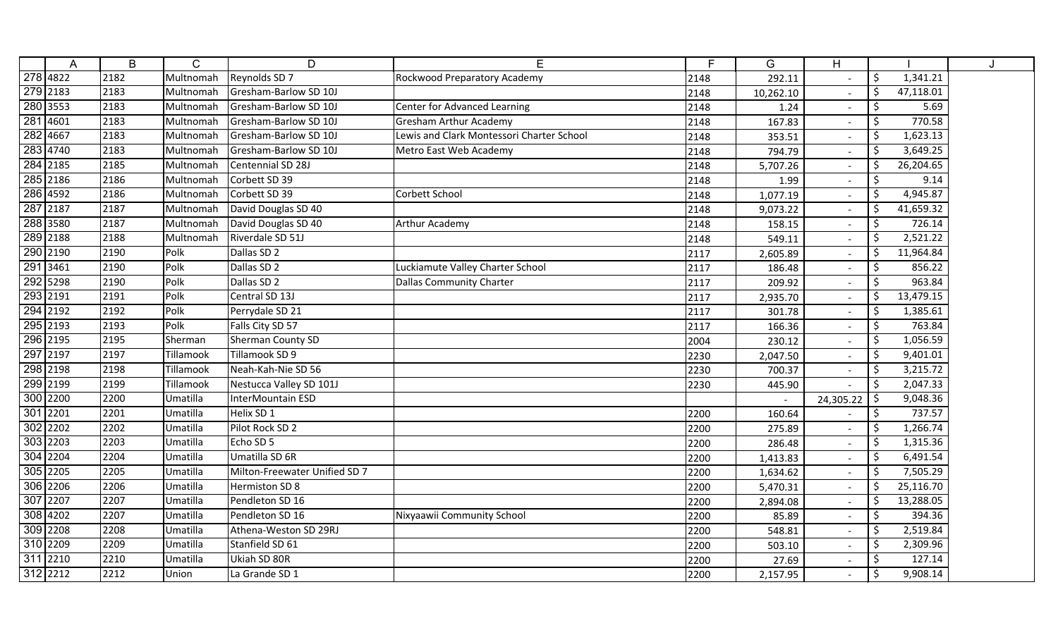|  | A | B | C | D | E | F | G | H | I | J |
|---|---|---|---|---|---|---|---|---|---|---|
| 278 | 4822 | 2182 | Multnomah | Reynolds SD 7 | Rockwood Preparatory Academy | 2148 | 292.11 | - | $ 1,341.21 | |
| 279 | 2183 | 2183 | Multnomah | Gresham-Barlow SD 10J | | 2148 | 10,262.10 | - | $ 47,118.01 | |
| 280 | 3553 | 2183 | Multnomah | Gresham-Barlow SD 10J | Center for Advanced Learning | 2148 | 1.24 | - | $ 5.69 | |
| 281 | 4601 | 2183 | Multnomah | Gresham-Barlow SD 10J | Gresham Arthur Academy | 2148 | 167.83 | - | $ 770.58 | |
| 282 | 4667 | 2183 | Multnomah | Gresham-Barlow SD 10J | Lewis and Clark Montessori Charter School | 2148 | 353.51 | - | $ 1,623.13 | |
| 283 | 4740 | 2183 | Multnomah | Gresham-Barlow SD 10J | Metro East Web Academy | 2148 | 794.79 | - | $ 3,649.25 | |
| 284 | 2185 | 2185 | Multnomah | Centennial SD 28J | | 2148 | 5,707.26 | - | $ 26,204.65 | |
| 285 | 2186 | 2186 | Multnomah | Corbett SD 39 | | 2148 | 1.99 | - | $ 9.14 | |
| 286 | 4592 | 2186 | Multnomah | Corbett SD 39 | Corbett School | 2148 | 1,077.19 | - | $ 4,945.87 | |
| 287 | 2187 | 2187 | Multnomah | David Douglas SD 40 | | 2148 | 9,073.22 | - | $ 41,659.32 | |
| 288 | 3580 | 2187 | Multnomah | David Douglas SD 40 | Arthur Academy | 2148 | 158.15 | - | $ 726.14 | |
| 289 | 2188 | 2188 | Multnomah | Riverdale SD 51J | | 2148 | 549.11 | - | $ 2,521.22 | |
| 290 | 2190 | 2190 | Polk | Dallas SD 2 | | 2117 | 2,605.89 | - | $ 11,964.84 | |
| 291 | 3461 | 2190 | Polk | Dallas SD 2 | Luckiamute Valley Charter School | 2117 | 186.48 | - | $ 856.22 | |
| 292 | 5298 | 2190 | Polk | Dallas SD 2 | Dallas Community Charter | 2117 | 209.92 | - | $ 963.84 | |
| 293 | 2191 | 2191 | Polk | Central SD 13J | | 2117 | 2,935.70 | - | $ 13,479.15 | |
| 294 | 2192 | 2192 | Polk | Perrydale SD 21 | | 2117 | 301.78 | - | $ 1,385.61 | |
| 295 | 2193 | 2193 | Polk | Falls City SD 57 | | 2117 | 166.36 | - | $ 763.84 | |
| 296 | 2195 | 2195 | Sherman | Sherman County SD | | 2004 | 230.12 | - | $ 1,056.59 | |
| 297 | 2197 | 2197 | Tillamook | Tillamook SD 9 | | 2230 | 2,047.50 | - | $ 9,401.01 | |
| 298 | 2198 | 2198 | Tillamook | Neah-Kah-Nie SD 56 | | 2230 | 700.37 | - | $ 3,215.72 | |
| 299 | 2199 | 2199 | Tillamook | Nestucca Valley SD 101J | | 2230 | 445.90 | - | $ 2,047.33 | |
| 300 | 2200 | 2200 | Umatilla | InterMountain ESD | | | - | 24,305.22 | $ 9,048.36 | |
| 301 | 2201 | 2201 | Umatilla | Helix SD 1 | | 2200 | 160.64 | - | $ 737.57 | |
| 302 | 2202 | 2202 | Umatilla | Pilot Rock SD 2 | | 2200 | 275.89 | - | $ 1,266.74 | |
| 303 | 2203 | 2203 | Umatilla | Echo SD 5 | | 2200 | 286.48 | - | $ 1,315.36 | |
| 304 | 2204 | 2204 | Umatilla | Umatilla SD 6R | | 2200 | 1,413.83 | - | $ 6,491.54 | |
| 305 | 2205 | 2205 | Umatilla | Milton-Freewater Unified SD 7 | | 2200 | 1,634.62 | - | $ 7,505.29 | |
| 306 | 2206 | 2206 | Umatilla | Hermiston SD 8 | | 2200 | 5,470.31 | - | $ 25,116.70 | |
| 307 | 2207 | 2207 | Umatilla | Pendleton SD 16 | | 2200 | 2,894.08 | - | $ 13,288.05 | |
| 308 | 4202 | 2207 | Umatilla | Pendleton SD 16 | Nixyaawii Community School | 2200 | 85.89 | - | $ 394.36 | |
| 309 | 2208 | 2208 | Umatilla | Athena-Weston SD 29RJ | | 2200 | 548.81 | - | $ 2,519.84 | |
| 310 | 2209 | 2209 | Umatilla | Stanfield SD 61 | | 2200 | 503.10 | - | $ 2,309.96 | |
| 311 | 2210 | 2210 | Umatilla | Ukiah SD 80R | | 2200 | 27.69 | - | $ 127.14 | |
| 312 | 2212 | 2212 | Union | La Grande SD 1 | | 2200 | 2,157.95 | - | $ 9,908.14 | |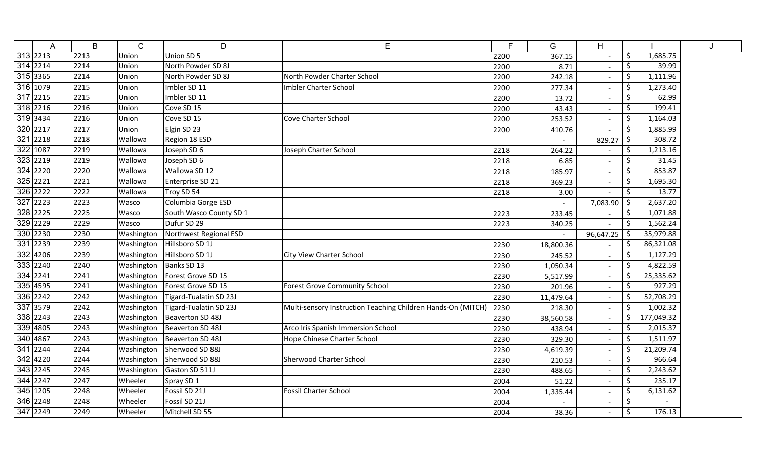| | A | B | C | D | E | F | G | H | I | J |
|---|---|---|---|---|---|---|---|---|---|---|
| 313 | 2213 | 2213 | Union | Union SD 5 | | 2200 | 367.15 | - | $ 1,685.75 | |
| 314 | 2214 | 2214 | Union | North Powder SD 8J | | 2200 | 8.71 | - | $ 39.99 | |
| 315 | 3365 | 2214 | Union | North Powder SD 8J | North Powder Charter School | 2200 | 242.18 | - | $ 1,111.96 | |
| 316 | 1079 | 2215 | Union | Imbler SD 11 | Imbler Charter School | 2200 | 277.34 | - | $ 1,273.40 | |
| 317 | 2215 | 2215 | Union | Imbler SD 11 | | 2200 | 13.72 | - | $ 62.99 | |
| 318 | 2216 | 2216 | Union | Cove SD 15 | | 2200 | 43.43 | - | $ 199.41 | |
| 319 | 3434 | 2216 | Union | Cove SD 15 | Cove Charter School | 2200 | 253.52 | - | $ 1,164.03 | |
| 320 | 2217 | 2217 | Union | Elgin SD 23 | | 2200 | 410.76 | - | $ 1,885.99 | |
| 321 | 2218 | 2218 | Wallowa | Region 18 ESD | | | - | 829.27 | $ 308.72 | |
| 322 | 1087 | 2219 | Wallowa | Joseph SD 6 | Joseph Charter School | 2218 | 264.22 | - | $ 1,213.16 | |
| 323 | 2219 | 2219 | Wallowa | Joseph SD 6 | | 2218 | 6.85 | - | $ 31.45 | |
| 324 | 2220 | 2220 | Wallowa | Wallowa SD 12 | | 2218 | 185.97 | - | $ 853.87 | |
| 325 | 2221 | 2221 | Wallowa | Enterprise SD 21 | | 2218 | 369.23 | - | $ 1,695.30 | |
| 326 | 2222 | 2222 | Wallowa | Troy SD 54 | | 2218 | 3.00 | - | $ 13.77 | |
| 327 | 2223 | 2223 | Wasco | Columbia Gorge ESD | | | - | 7,083.90 | $ 2,637.20 | |
| 328 | 2225 | 2225 | Wasco | South Wasco County SD 1 | | 2223 | 233.45 | - | $ 1,071.88 | |
| 329 | 2229 | 2229 | Wasco | Dufur SD 29 | | 2223 | 340.25 | - | $ 1,562.24 | |
| 330 | 2230 | 2230 | Washington | Northwest Regional ESD | | | - | 96,647.25 | $ 35,979.88 | |
| 331 | 2239 | 2239 | Washington | Hillsboro SD 1J | | 2230 | 18,800.36 | - | $ 86,321.08 | |
| 332 | 4206 | 2239 | Washington | Hillsboro SD 1J | City View Charter School | 2230 | 245.52 | - | $ 1,127.29 | |
| 333 | 2240 | 2240 | Washington | Banks SD 13 | | 2230 | 1,050.34 | - | $ 4,822.59 | |
| 334 | 2241 | 2241 | Washington | Forest Grove SD 15 | | 2230 | 5,517.99 | - | $ 25,335.62 | |
| 335 | 4595 | 2241 | Washington | Forest Grove SD 15 | Forest Grove Community School | 2230 | 201.96 | - | $ 927.29 | |
| 336 | 2242 | 2242 | Washington | Tigard-Tualatin SD 23J | | 2230 | 11,479.64 | - | $ 52,708.29 | |
| 337 | 3579 | 2242 | Washington | Tigard-Tualatin SD 23J | Multi-sensory Instruction Teaching Children Hands-On (MITCH) | 2230 | 218.30 | - | $ 1,002.32 | |
| 338 | 2243 | 2243 | Washington | Beaverton SD 48J | | 2230 | 38,560.58 | - | $ 177,049.32 | |
| 339 | 4805 | 2243 | Washington | Beaverton SD 48J | Arco Iris Spanish Immersion School | 2230 | 438.94 | - | $ 2,015.37 | |
| 340 | 4867 | 2243 | Washington | Beaverton SD 48J | Hope Chinese Charter School | 2230 | 329.30 | - | $ 1,511.97 | |
| 341 | 2244 | 2244 | Washington | Sherwood SD 88J | | 2230 | 4,619.39 | - | $ 21,209.74 | |
| 342 | 4220 | 2244 | Washington | Sherwood SD 88J | Sherwood Charter School | 2230 | 210.53 | - | $ 966.64 | |
| 343 | 2245 | 2245 | Washington | Gaston SD 511J | | 2230 | 488.65 | - | $ 2,243.62 | |
| 344 | 2247 | 2247 | Wheeler | Spray SD 1 | | 2004 | 51.22 | - | $ 235.17 | |
| 345 | 1205 | 2248 | Wheeler | Fossil SD 21J | Fossil Charter School | 2004 | 1,335.44 | - | $ 6,131.62 | |
| 346 | 2248 | 2248 | Wheeler | Fossil SD 21J | | 2004 | - | - | $ - | |
| 347 | 2249 | 2249 | Wheeler | Mitchell SD 55 | | 2004 | 38.36 | - | $ 176.13 | |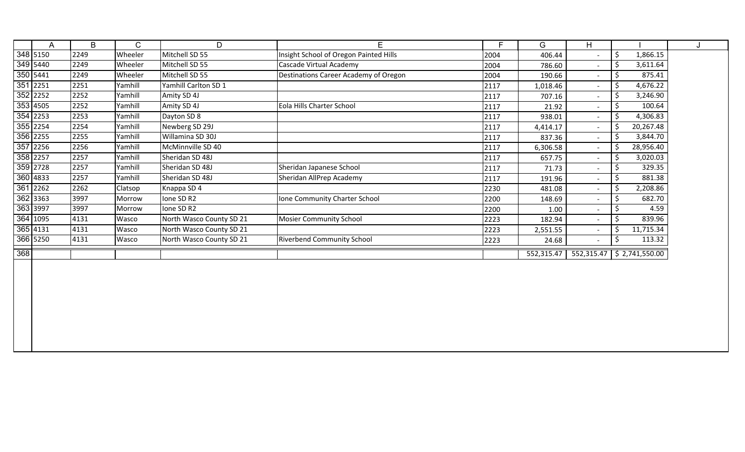| | A | B | C | D | E | F | G | H | I | J |
|---|---|---|---|---|---|---|---|---|---|---|
| 348 | 5150 | 2249 | Wheeler | Mitchell SD 55 | Insight School of Oregon Painted Hills | 2004 | 406.44 | - | $ 1,866.15 | |
| 349 | 5440 | 2249 | Wheeler | Mitchell SD 55 | Cascade Virtual Academy | 2004 | 786.60 | - | $ 3,611.64 | |
| 350 | 5441 | 2249 | Wheeler | Mitchell SD 55 | Destinations Career Academy of Oregon | 2004 | 190.66 | - | $ 875.41 | |
| 351 | 2251 | 2251 | Yamhill | Yamhill Carlton SD 1 | | 2117 | 1,018.46 | - | $ 4,676.22 | |
| 352 | 2252 | 2252 | Yamhill | Amity SD 4J | | 2117 | 707.16 | - | $ 3,246.90 | |
| 353 | 4505 | 2252 | Yamhill | Amity SD 4J | Eola Hills Charter School | 2117 | 21.92 | - | $ 100.64 | |
| 354 | 2253 | 2253 | Yamhill | Dayton SD 8 | | 2117 | 938.01 | - | $ 4,306.83 | |
| 355 | 2254 | 2254 | Yamhill | Newberg SD 29J | | 2117 | 4,414.17 | - | $ 20,267.48 | |
| 356 | 2255 | 2255 | Yamhill | Willamina SD 30J | | 2117 | 837.36 | - | $ 3,844.70 | |
| 357 | 2256 | 2256 | Yamhill | McMinnville SD 40 | | 2117 | 6,306.58 | - | $ 28,956.40 | |
| 358 | 2257 | 2257 | Yamhill | Sheridan SD 48J | | 2117 | 657.75 | - | $ 3,020.03 | |
| 359 | 2728 | 2257 | Yamhill | Sheridan SD 48J | Sheridan Japanese School | 2117 | 71.73 | - | $ 329.35 | |
| 360 | 4833 | 2257 | Yamhill | Sheridan SD 48J | Sheridan AllPrep Academy | 2117 | 191.96 | - | $ 881.38 | |
| 361 | 2262 | 2262 | Clatsop | Knappa SD 4 | | 2230 | 481.08 | - | $ 2,208.86 | |
| 362 | 3363 | 3997 | Morrow | Ione SD R2 | Ione Community Charter School | 2200 | 148.69 | - | $ 682.70 | |
| 363 | 3997 | 3997 | Morrow | Ione SD R2 | | 2200 | 1.00 | - | $ 4.59 | |
| 364 | 1095 | 4131 | Wasco | North Wasco County SD 21 | Mosier Community School | 2223 | 182.94 | - | $ 839.96 | |
| 365 | 4131 | 4131 | Wasco | North Wasco County SD 21 | | 2223 | 2,551.55 | - | $ 11,715.34 | |
| 366 | 5250 | 4131 | Wasco | North Wasco County SD 21 | Riverbend Community School | 2223 | 24.68 | - | $ 113.32 | |
| 368 | | | | | | | 552,315.47 | 552,315.47 | $ 2,741,550.00 | |